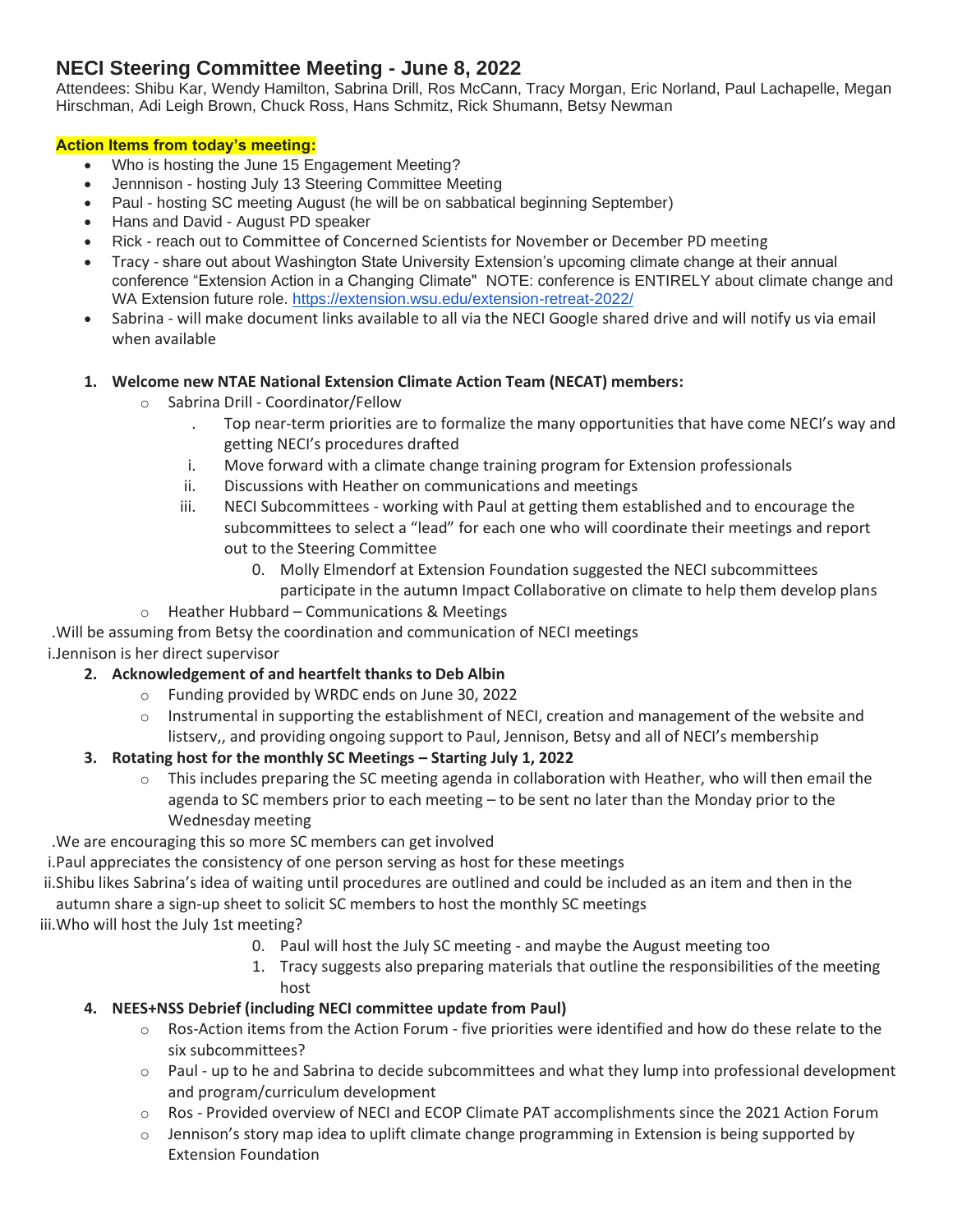# NECI Steering Committee Meeting - June 8, 2022

Attendees: Shibu Kar, Wendy Hamilton, Sabrina Drill, Ros McCann, Tracy Morgan, Eric Norland, Paul Lachapelle, Megan Hirschman, Adi Leigh Brown, Chuck Ross, Hans Schmitz, Rick Shumann, Betsy Newman

**Action Items from today's meeting:**

- Who is hosting the June 15 Engagement Meeting?
- Jennnison - hosting July 13 Steering Committee Meeting
- Paul - hosting SC meeting August (he will be on sabbatical beginning September)
- Hans and David - August PD speaker
- Rick - reach out to Committee of Concerned Scientists for November or December PD meeting
- Tracy - share out about Washington State University Extension's upcoming climate change at their annual conference "Extension Action in a Changing Climate" NOTE: conference is ENTIRELY about climate change and WA Extension future role. https://extension.wsu.edu/extension-retreat-2022/
- Sabrina - will make document links available to all via the NECI Google shared drive and will notify us via email when available

1. **Welcome new NTAE National Extension Climate Action Team (NECAT) members:**
   - Sabrina Drill - Coordinator/Fellow
     - Top near-term priorities are to formalize the many opportunities that have come NECI's way and getting NECI's procedures drafted
     - i. Move forward with a climate change training program for Extension professionals
     - ii. Discussions with Heather on communications and meetings
     - iii. NECI Subcommittees - working with Paul at getting them established and to encourage the subcommittees to select a "lead" for each one who will coordinate their meetings and report out to the Steering Committee
       - 0. Molly Elmendorf at Extension Foundation suggested the NECI subcommittees participate in the autumn Impact Collaborative on climate to help them develop plans
   - Heather Hubbard – Communications & Meetings

   .Will be assuming from Betsy the coordination and communication of NECI meetings

   i.Jennison is her direct supervisor

2. **Acknowledgement of and heartfelt thanks to Deb Albin**
   - Funding provided by WRDC ends on June 30, 2022
   - Instrumental in supporting the establishment of NECI, creation and management of the website and listserv,, and providing ongoing support to Paul, Jennison, Betsy and all of NECI's membership

3. **Rotating host for the monthly SC Meetings – Starting July 1, 2022**
   - This includes preparing the SC meeting agenda in collaboration with Heather, who will then email the agenda to SC members prior to each meeting – to be sent no later than the Monday prior to the Wednesday meeting

   .We are encouraging this so more SC members can get involved

   i.Paul appreciates the consistency of one person serving as host for these meetings

   ii.Shibu likes Sabrina's idea of waiting until procedures are outlined and could be included as an item and then in the autumn share a sign-up sheet to solicit SC members to host the monthly SC meetings

   iii.Who will host the July 1st meeting?

   - 0. Paul will host the July SC meeting - and maybe the August meeting too
   - 1. Tracy suggests also preparing materials that outline the responsibilities of the meeting host

4. **NEES+NSS Debrief (including NECI committee update from Paul)**
   - Ros-Action items from the Action Forum - five priorities were identified and how do these relate to the six subcommittees?
   - Paul - up to he and Sabrina to decide subcommittees and what they lump into professional development and program/curriculum development
   - Ros - Provided overview of NECI and ECOP Climate PAT accomplishments since the 2021 Action Forum
   - Jennison's story map idea to uplift climate change programming in Extension is being supported by Extension Foundation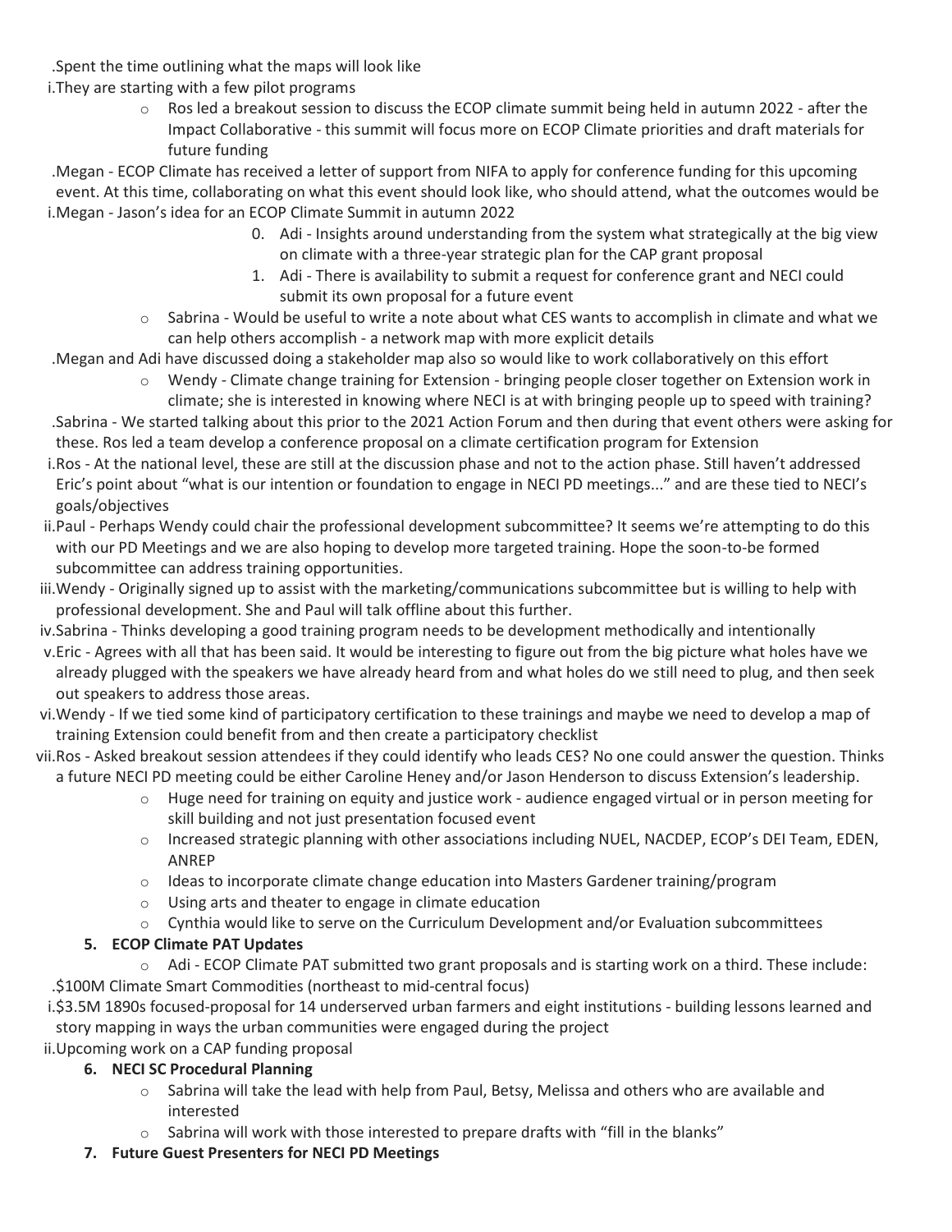.Spent the time outlining what the maps will look like

i.They are starting with a few pilot programs

- Ros led a breakout session to discuss the ECOP climate summit being held in autumn 2022 - after the Impact Collaborative - this summit will focus more on ECOP Climate priorities and draft materials for future funding

.Megan - ECOP Climate has received a letter of support from NIFA to apply for conference funding for this upcoming event. At this time, collaborating on what this event should look like, who should attend, what the outcomes would be

i.Megan - Jason's idea for an ECOP Climate Summit in autumn 2022

0. Adi - Insights around understanding from the system what strategically at the big view on climate with a three-year strategic plan for the CAP grant proposal
1. Adi - There is availability to submit a request for conference grant and NECI could submit its own proposal for a future event

- Sabrina - Would be useful to write a note about what CES wants to accomplish in climate and what we can help others accomplish - a network map with more explicit details

.Megan and Adi have discussed doing a stakeholder map also so would like to work collaboratively on this effort

- Wendy - Climate change training for Extension - bringing people closer together on Extension work in climate; she is interested in knowing where NECI is at with bringing people up to speed with training?

.Sabrina - We started talking about this prior to the 2021 Action Forum and then during that event others were asking for these. Ros led a team develop a conference proposal on a climate certification program for Extension

i.Ros - At the national level, these are still at the discussion phase and not to the action phase. Still haven't addressed Eric's point about "what is our intention or foundation to engage in NECI PD meetings..." and are these tied to NECI's goals/objectives

ii.Paul - Perhaps Wendy could chair the professional development subcommittee? It seems we're attempting to do this with our PD Meetings and we are also hoping to develop more targeted training. Hope the soon-to-be formed subcommittee can address training opportunities.

iii.Wendy - Originally signed up to assist with the marketing/communications subcommittee but is willing to help with professional development. She and Paul will talk offline about this further.

iv.Sabrina - Thinks developing a good training program needs to be development methodically and intentionally

v.Eric - Agrees with all that has been said. It would be interesting to figure out from the big picture what holes have we already plugged with the speakers we have already heard from and what holes do we still need to plug, and then seek out speakers to address those areas.

vi.Wendy - If we tied some kind of participatory certification to these trainings and maybe we need to develop a map of training Extension could benefit from and then create a participatory checklist

vii.Ros - Asked breakout session attendees if they could identify who leads CES? No one could answer the question. Thinks a future NECI PD meeting could be either Caroline Heney and/or Jason Henderson to discuss Extension's leadership.

- Huge need for training on equity and justice work - audience engaged virtual or in person meeting for skill building and not just presentation focused event
- Increased strategic planning with other associations including NUEL, NACDEP, ECOP's DEI Team, EDEN, ANREP
- Ideas to incorporate climate change education into Masters Gardener training/program
- Using arts and theater to engage in climate education
- Cynthia would like to serve on the Curriculum Development and/or Evaluation subcommittees

**5. ECOP Climate PAT Updates**

- Adi - ECOP Climate PAT submitted two grant proposals and is starting work on a third. These include:

.$100M Climate Smart Commodities (northeast to mid-central focus)

i.$3.5M 1890s focused-proposal for 14 underserved urban farmers and eight institutions - building lessons learned and story mapping in ways the urban communities were engaged during the project

ii.Upcoming work on a CAP funding proposal

**6. NECI SC Procedural Planning**

- Sabrina will take the lead with help from Paul, Betsy, Melissa and others who are available and interested
- Sabrina will work with those interested to prepare drafts with "fill in the blanks"

**7. Future Guest Presenters for NECI PD Meetings**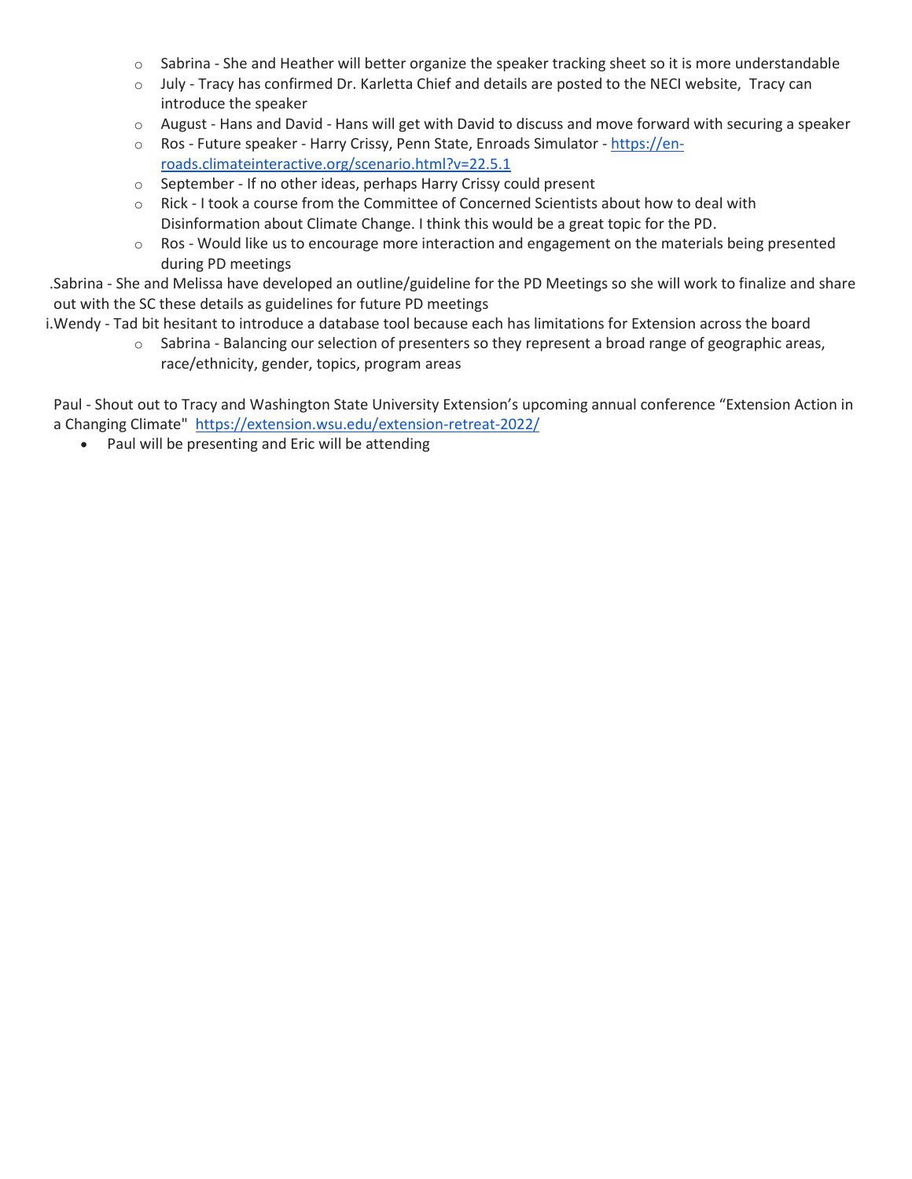- Sabrina - She and Heather will better organize the speaker tracking sheet so it is more understandable
- July - Tracy has confirmed Dr. Karletta Chief and details are posted to the NECI website, Tracy can introduce the speaker
- August - Hans and David - Hans will get with David to discuss and move forward with securing a speaker
- Ros - Future speaker - Harry Crissy, Penn State, Enroads Simulator - https://en-roads.climateinteractive.org/scenario.html?v=22.5.1
- September - If no other ideas, perhaps Harry Crissy could present
- Rick - I took a course from the Committee of Concerned Scientists about how to deal with Disinformation about Climate Change. I think this would be a great topic for the PD.
- Ros - Would like us to encourage more interaction and engagement on the materials being presented during PD meetings

.Sabrina - She and Melissa have developed an outline/guideline for the PD Meetings so she will work to finalize and share out with the SC these details as guidelines for future PD meetings

i.Wendy - Tad bit hesitant to introduce a database tool because each has limitations for Extension across the board

- Sabrina - Balancing our selection of presenters so they represent a broad range of geographic areas, race/ethnicity, gender, topics, program areas

Paul - Shout out to Tracy and Washington State University Extension's upcoming annual conference "Extension Action in a Changing Climate" https://extension.wsu.edu/extension-retreat-2022/

- Paul will be presenting and Eric will be attending